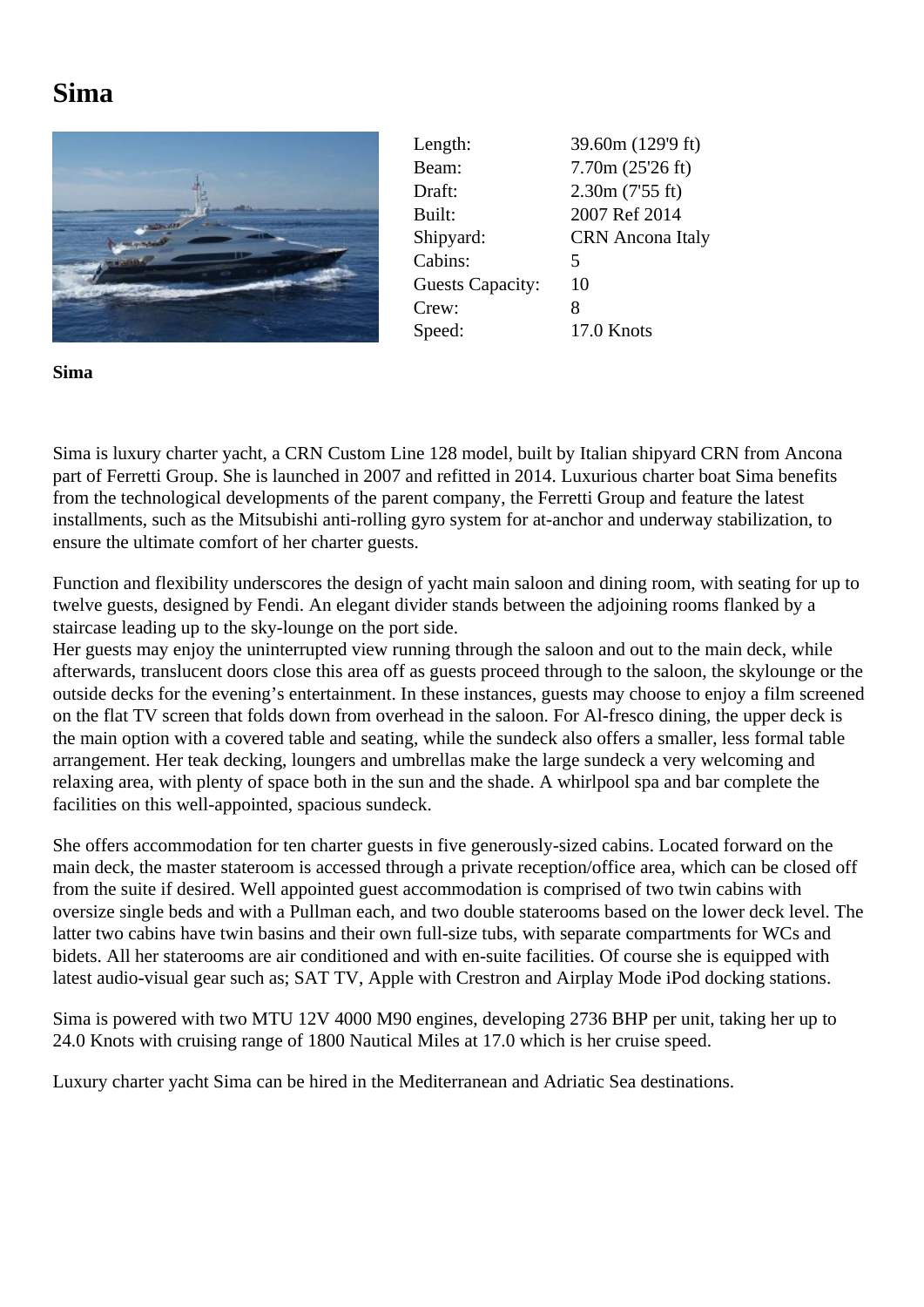# Sima

| | |
|---|---|
| Length: | 39.60m (129'9 ft) |
| Beam: | 7.70m (25'26 ft) |
| Draft: | 2.30m (7'55 ft) |
| Built: | 2007 Ref 2014 |
| Shipyard: | CRN Ancona Italy |
| Cabins: | 5 |
| Guests Capacity: | 10 |
| Crew: | 8 |
| Speed: | 17.0 Knots |

**Sima**

Sima is luxury charter yacht, a CRN Custom Line 128 model, built by Italian shipyard CRN from Ancona part of Ferretti Group. She is launched in 2007 and refitted in 2014. Luxurious charter boat Sima benefits from the technological developments of the parent company, the Ferretti Group and feature the latest installments, such as the Mitsubishi anti-rolling gyro system for at-anchor and underway stabilization, to ensure the ultimate comfort of her charter guests.

Function and flexibility underscores the design of yacht main saloon and dining room, with seating for up to twelve guests, designed by Fendi. An elegant divider stands between the adjoining rooms flanked by a staircase leading up to the sky-lounge on the port side.
Her guests may enjoy the uninterrupted view running through the saloon and out to the main deck, while afterwards, translucent doors close this area off as guests proceed through to the saloon, the skylounge or the outside decks for the evening's entertainment. In these instances, guests may choose to enjoy a film screened on the flat TV screen that folds down from overhead in the saloon. For Al-fresco dining, the upper deck is the main option with a covered table and seating, while the sundeck also offers a smaller, less formal table arrangement. Her teak decking, loungers and umbrellas make the large sundeck a very welcoming and relaxing area, with plenty of space both in the sun and the shade. A whirlpool spa and bar complete the facilities on this well-appointed, spacious sundeck.

She offers accommodation for ten charter guests in five generously-sized cabins. Located forward on the main deck, the master stateroom is accessed through a private reception/office area, which can be closed off from the suite if desired. Well appointed guest accommodation is comprised of two twin cabins with oversize single beds and with a Pullman each, and two double staterooms based on the lower deck level. The latter two cabins have twin basins and their own full-size tubs, with separate compartments for WCs and bidets. All her staterooms are air conditioned and with en-suite facilities. Of course she is equipped with latest audio-visual gear such as; SAT TV, Apple with Crestron and Airplay Mode iPod docking stations.

Sima is powered with two MTU 12V 4000 M90 engines, developing 2736 BHP per unit, taking her up to 24.0 Knots with cruising range of 1800 Nautical Miles at 17.0 which is her cruise speed.

Luxury charter yacht Sima can be hired in the Mediterranean and Adriatic Sea destinations.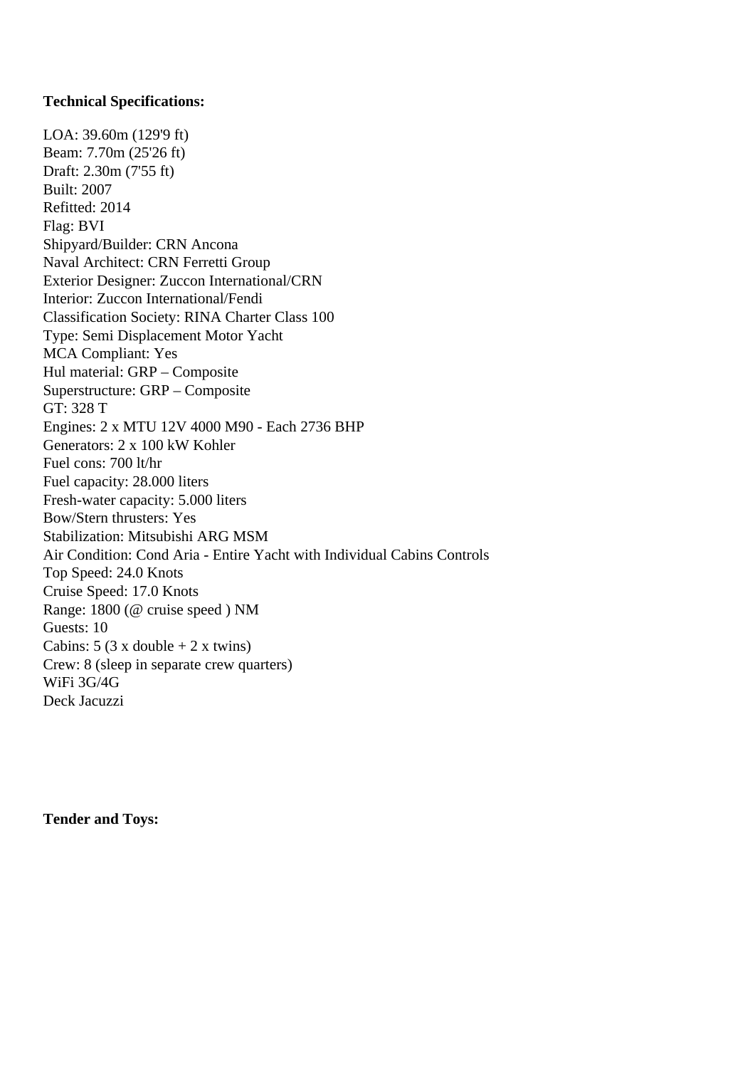**Technical Specifications:**

LOA: 39.60m (129'9 ft)
Beam: 7.70m (25'26 ft)
Draft: 2.30m (7'55 ft)
Built: 2007
Refitted: 2014
Flag: BVI
Shipyard/Builder: CRN Ancona
Naval Architect: CRN Ferretti Group
Exterior Designer: Zuccon International/CRN
Interior: Zuccon International/Fendi
Classification Society: RINA Charter Class 100
Type: Semi Displacement Motor Yacht
MCA Compliant: Yes
Hul material: GRP – Composite
Superstructure: GRP – Composite
GT: 328 T
Engines: 2 x MTU 12V 4000 M90 - Each 2736 BHP
Generators: 2 x 100 kW Kohler
Fuel cons: 700 lt/hr
Fuel capacity: 28.000 liters
Fresh-water capacity: 5.000 liters
Bow/Stern thrusters: Yes
Stabilization: Mitsubishi ARG MSM
Air Condition: Cond Aria - Entire Yacht with Individual Cabins Controls
Top Speed: 24.0 Knots
Cruise Speed: 17.0 Knots
Range: 1800 (@ cruise speed ) NM
Guests: 10
Cabins: 5 (3 x double + 2 x twins)
Crew: 8 (sleep in separate crew quarters)
WiFi 3G/4G
Deck Jacuzzi

**Tender and Toys:**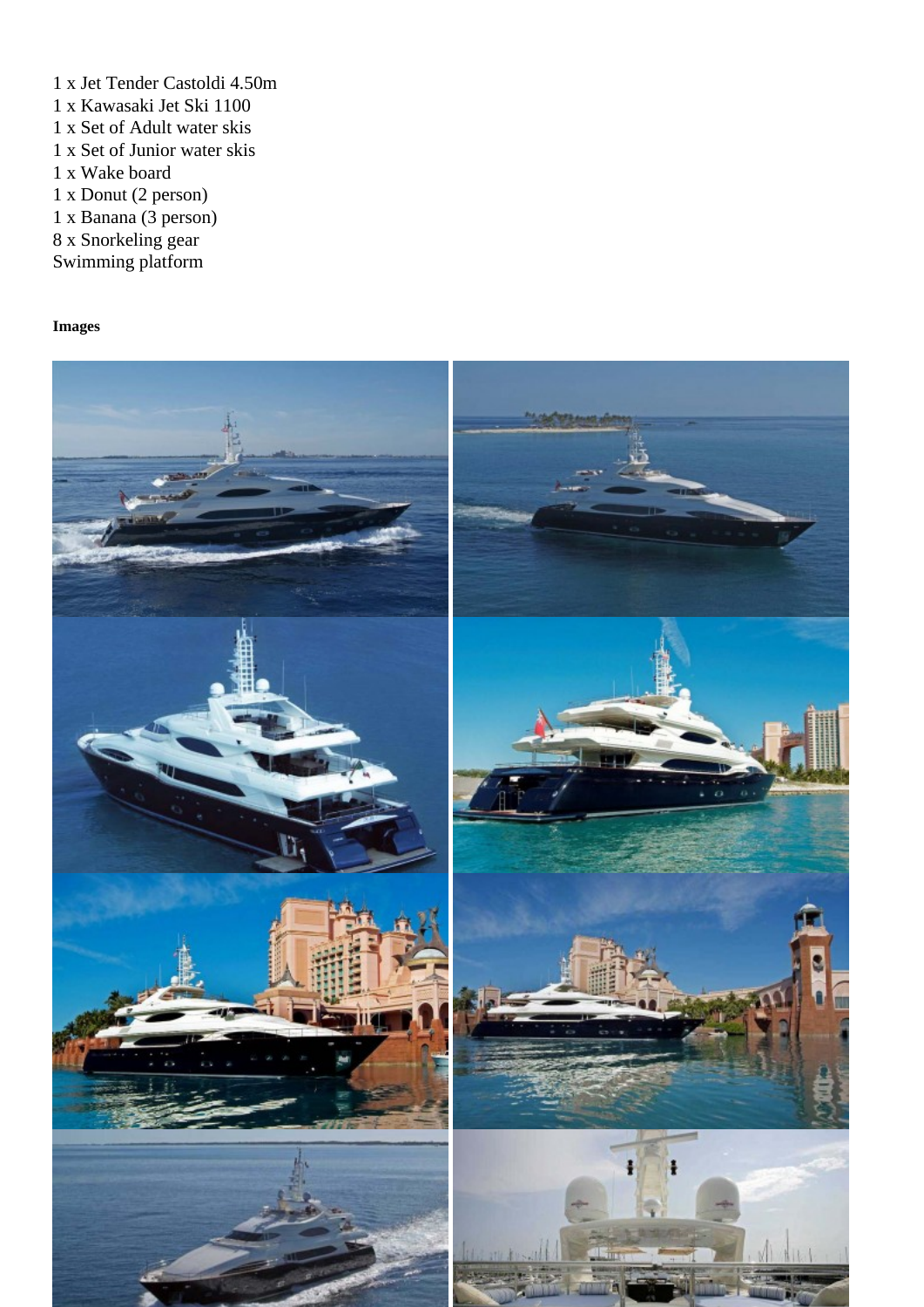1 x Jet Tender Castoldi 4.50m
1 x Kawasaki Jet Ski 1100
1 x Set of Adult water skis
1 x Set of Junior water skis
1 x Wake board
1 x Donut (2 person)
1 x Banana (3 person)
8 x Snorkeling gear
Swimming platform

**Images**